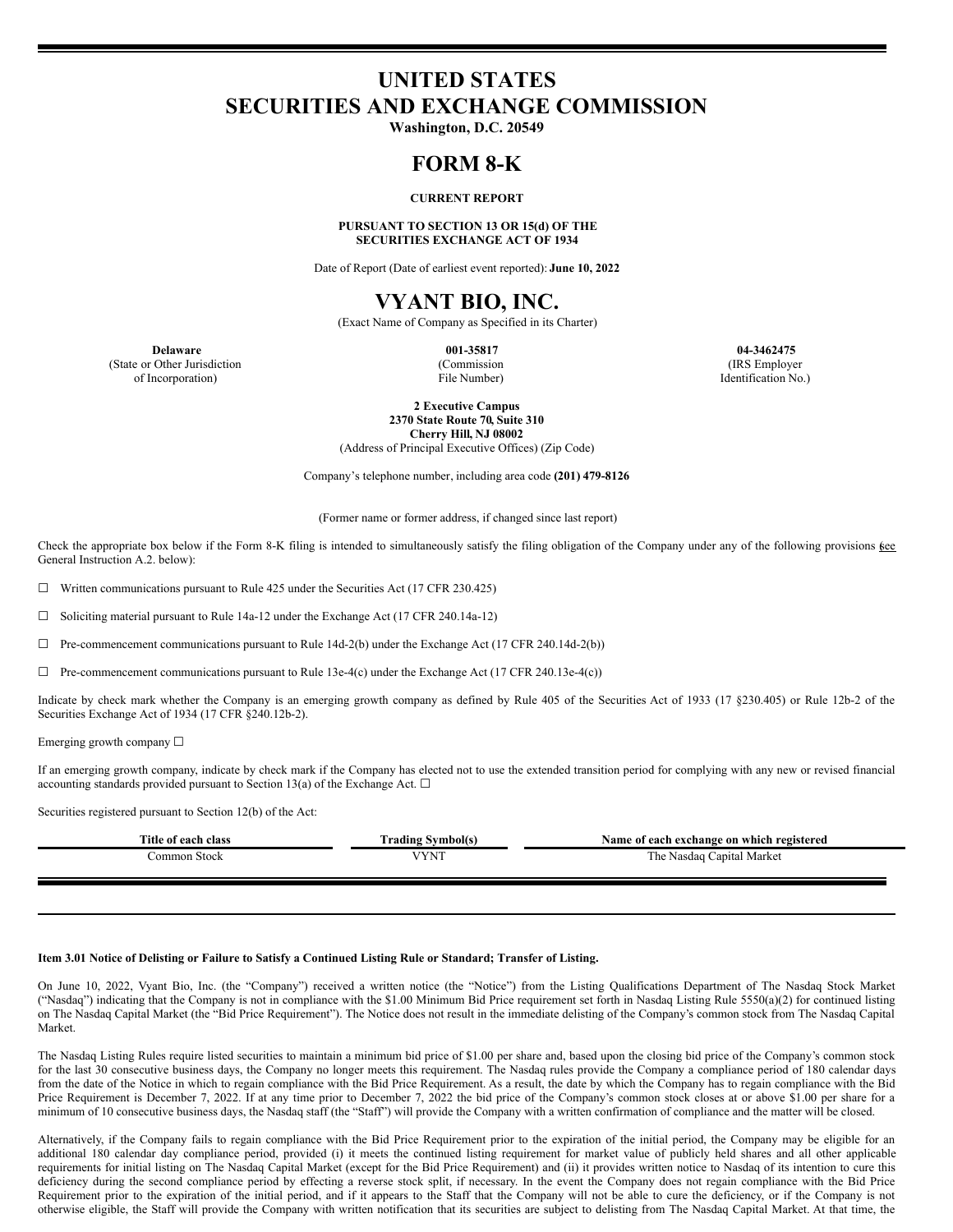# UNITED STATES
# SECURITIES AND EXCHANGE COMMISSION

**Washington, D.C. 20549**

# FORM 8-K

**CURRENT REPORT**

**PURSUANT TO SECTION 13 OR 15(d) OF THE SECURITIES EXCHANGE ACT OF 1934**

Date of Report (Date of earliest event reported): **June 10, 2022**

# VYANT BIO, INC.

(Exact Name of Company as Specified in its Charter)

| **Delaware** | **001-35817** | **04-3462475** |
|---|---|---|
| (State or Other Jurisdiction of Incorporation) | (Commission File Number) | (IRS Employer Identification No.) |

**2 Executive Campus**
**2370 State Route 70, Suite 310**
**Cherry Hill, NJ 08002**
(Address of Principal Executive Offices) (Zip Code)

Company's telephone number, including area code **(201) 479-8126**

(Former name or former address, if changed since last report)

Check the appropriate box below if the Form 8-K filing is intended to simultaneously satisfy the filing obligation of the Company under any of the following provisions (see General Instruction A.2. below):

☐ Written communications pursuant to Rule 425 under the Securities Act (17 CFR 230.425)

☐ Soliciting material pursuant to Rule 14a-12 under the Exchange Act (17 CFR 240.14a-12)

☐ Pre-commencement communications pursuant to Rule 14d-2(b) under the Exchange Act (17 CFR 240.14d-2(b))

☐ Pre-commencement communications pursuant to Rule 13e-4(c) under the Exchange Act (17 CFR 240.13e-4(c))

Indicate by check mark whether the Company is an emerging growth company as defined by Rule 405 of the Securities Act of 1933 (17 §230.405) or Rule 12b-2 of the Securities Exchange Act of 1934 (17 CFR §240.12b-2).

Emerging growth company ☐

If an emerging growth company, indicate by check mark if the Company has elected not to use the extended transition period for complying with any new or revised financial accounting standards provided pursuant to Section 13(a) of the Exchange Act. ☐

Securities registered pursuant to Section 12(b) of the Act:

| Title of each class | Trading Symbol(s) | Name of each exchange on which registered |
|---|---|---|
| Common Stock | VYNT | The Nasdaq Capital Market |

**Item 3.01 Notice of Delisting or Failure to Satisfy a Continued Listing Rule or Standard; Transfer of Listing.**

On June 10, 2022, Vyant Bio, Inc. (the "Company") received a written notice (the "Notice") from the Listing Qualifications Department of The Nasdaq Stock Market ("Nasdaq") indicating that the Company is not in compliance with the $1.00 Minimum Bid Price requirement set forth in Nasdaq Listing Rule 5550(a)(2) for continued listing on The Nasdaq Capital Market (the "Bid Price Requirement"). The Notice does not result in the immediate delisting of the Company's common stock from The Nasdaq Capital Market.

The Nasdaq Listing Rules require listed securities to maintain a minimum bid price of $1.00 per share and, based upon the closing bid price of the Company's common stock for the last 30 consecutive business days, the Company no longer meets this requirement. The Nasdaq rules provide the Company a compliance period of 180 calendar days from the date of the Notice in which to regain compliance with the Bid Price Requirement. As a result, the date by which the Company has to regain compliance with the Bid Price Requirement is December 7, 2022. If at any time prior to December 7, 2022 the bid price of the Company's common stock closes at or above $1.00 per share for a minimum of 10 consecutive business days, the Nasdaq staff (the "Staff") will provide the Company with a written confirmation of compliance and the matter will be closed.

Alternatively, if the Company fails to regain compliance with the Bid Price Requirement prior to the expiration of the initial period, the Company may be eligible for an additional 180 calendar day compliance period, provided (i) it meets the continued listing requirement for market value of publicly held shares and all other applicable requirements for initial listing on The Nasdaq Capital Market (except for the Bid Price Requirement) and (ii) it provides written notice to Nasdaq of its intention to cure this deficiency during the second compliance period by effecting a reverse stock split, if necessary. In the event the Company does not regain compliance with the Bid Price Requirement prior to the expiration of the initial period, and if it appears to the Staff that the Company will not be able to cure the deficiency, or if the Company is not otherwise eligible, the Staff will provide the Company with written notification that its securities are subject to delisting from The Nasdaq Capital Market. At that time, the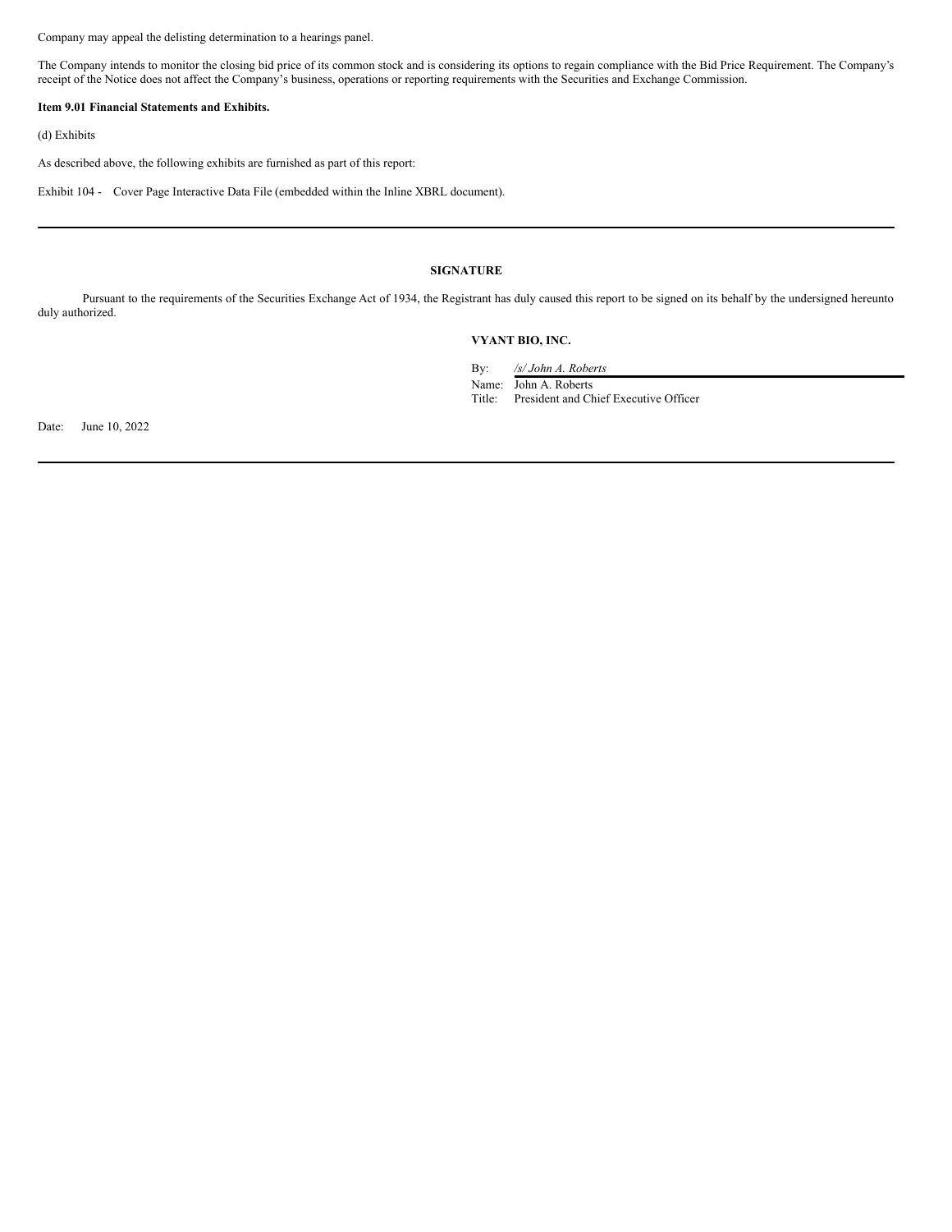Company may appeal the delisting determination to a hearings panel.

The Company intends to monitor the closing bid price of its common stock and is considering its options to regain compliance with the Bid Price Requirement. The Company's receipt of the Notice does not affect the Company's business, operations or reporting requirements with the Securities and Exchange Commission.

**Item 9.01 Financial Statements and Exhibits.**

(d) Exhibits

As described above, the following exhibits are furnished as part of this report:

Exhibit 104 - Cover Page Interactive Data File (embedded within the Inline XBRL document).

---

**SIGNATURE**

Pursuant to the requirements of the Securities Exchange Act of 1934, the Registrant has duly caused this report to be signed on its behalf by the undersigned hereunto duly authorized.

**VYANT BIO, INC.**

By: */s/ John A. Roberts*
Name: John A. Roberts
Title: President and Chief Executive Officer

Date: June 10, 2022